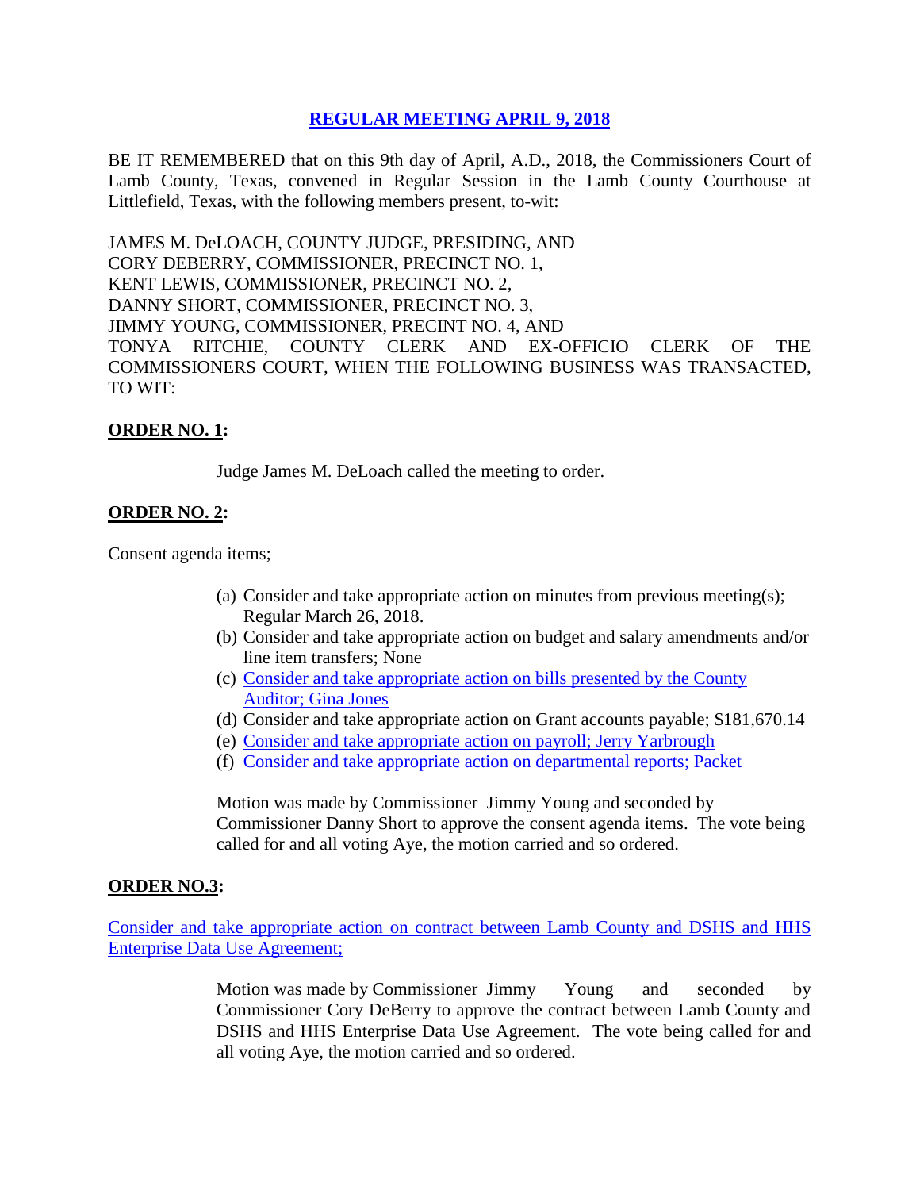# REGULAR MEETING APRIL 9, 2018

BE IT REMEMBERED that on this 9th day of April, A.D., 2018, the Commissioners Court of Lamb County, Texas, convened in Regular Session in the Lamb County Courthouse at Littlefield, Texas, with the following members present, to-wit:

JAMES M. DeLOACH, COUNTY JUDGE, PRESIDING, AND
CORY DEBERRY, COMMISSIONER, PRECINCT NO. 1,
KENT LEWIS, COMMISSIONER, PRECINCT NO. 2,
DANNY SHORT, COMMISSIONER, PRECINCT NO. 3,
JIMMY YOUNG, COMMISSIONER, PRECINT NO. 4, AND
TONYA RITCHIE, COUNTY CLERK AND EX-OFFICIO CLERK OF THE COMMISSIONERS COURT, WHEN THE FOLLOWING BUSINESS WAS TRANSACTED, TO WIT:

**ORDER NO. 1:**

Judge James M. DeLoach called the meeting to order.

**ORDER NO. 2:**

Consent agenda items;

(a) Consider and take appropriate action on minutes from previous meeting(s); Regular March 26, 2018.
(b) Consider and take appropriate action on budget and salary amendments and/or line item transfers; None
(c) Consider and take appropriate action on bills presented by the County Auditor; Gina Jones
(d) Consider and take appropriate action on Grant accounts payable; $181,670.14
(e) Consider and take appropriate action on payroll; Jerry Yarbrough
(f) Consider and take appropriate action on departmental reports; Packet

Motion was made by Commissioner Jimmy Young and seconded by Commissioner Danny Short to approve the consent agenda items. The vote being called for and all voting Aye, the motion carried and so ordered.

**ORDER NO.3:**

Consider and take appropriate action on contract between Lamb County and DSHS and HHS Enterprise Data Use Agreement;

Motion was made by Commissioner Jimmy Young and seconded by Commissioner Cory DeBerry to approve the contract between Lamb County and DSHS and HHS Enterprise Data Use Agreement. The vote being called for and all voting Aye, the motion carried and so ordered.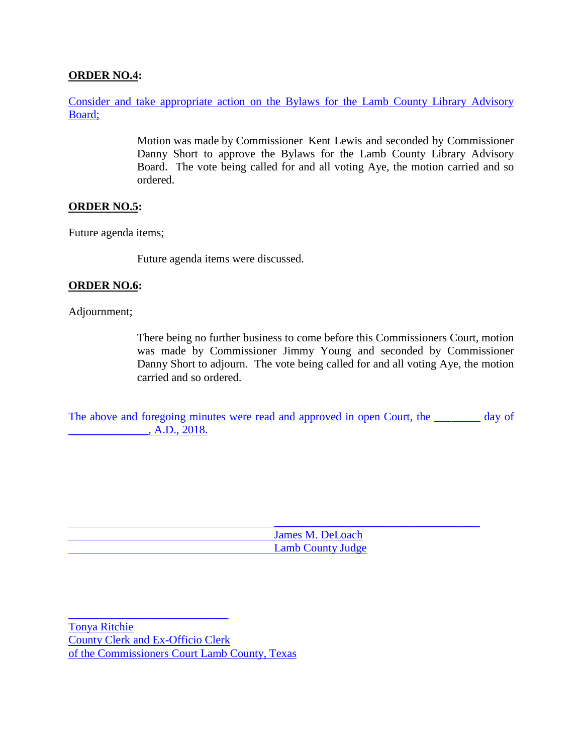**ORDER NO.4:**

Consider and take appropriate action on the Bylaws for the Lamb County Library Advisory Board;

Motion was made by Commissioner Kent Lewis and seconded by Commissioner Danny Short to approve the Bylaws for the Lamb County Library Advisory Board. The vote being called for and all voting Aye, the motion carried and so ordered.

**ORDER NO.5:**

Future agenda items;

Future agenda items were discussed.

**ORDER NO.6:**

Adjournment;

There being no further business to come before this Commissioners Court, motion was made by Commissioner Jimmy Young and seconded by Commissioner Danny Short to adjourn. The vote being called for and all voting Aye, the motion carried and so ordered.

The above and foregoing minutes were read and approved in open Court, the ________ day of ______________, A.D., 2018.

_______________________________
James M. DeLoach
Lamb County Judge

_______________________________
Tonya Ritchie
County Clerk and Ex-Officio Clerk
of the Commissioners Court Lamb County, Texas